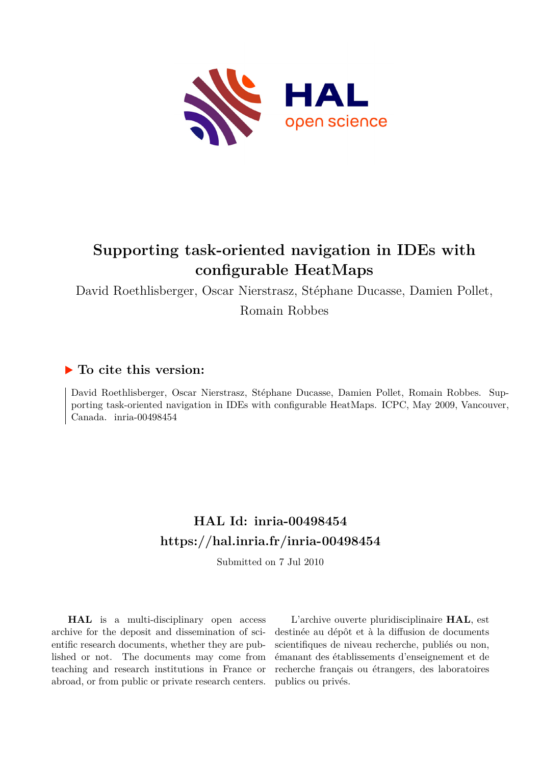# Supporting task-oriented navigation in IDEs with configurable HeatMaps

David Roethlisberger, Oscar Nierstrasz, Stéphane Ducasse, Damien Pollet, Romain Robbes

## To cite this version:

David Roethlisberger, Oscar Nierstrasz, Stéphane Ducasse, Damien Pollet, Romain Robbes. Supporting task-oriented navigation in IDEs with configurable HeatMaps. ICPC, May 2009, Vancouver, Canada. inria-00498454

## HAL Id: inria-00498454
## https://hal.inria.fr/inria-00498454

Submitted on 7 Jul 2010

**HAL** is a multi-disciplinary open access archive for the deposit and dissemination of scientific research documents, whether they are published or not. The documents may come from teaching and research institutions in France or abroad, or from public or private research centers.

L'archive ouverte pluridisciplinaire **HAL**, est destinée au dépôt et à la diffusion de documents scientifiques de niveau recherche, publiés ou non, émanant des établissements d'enseignement et de recherche français ou étrangers, des laboratoires publics ou privés.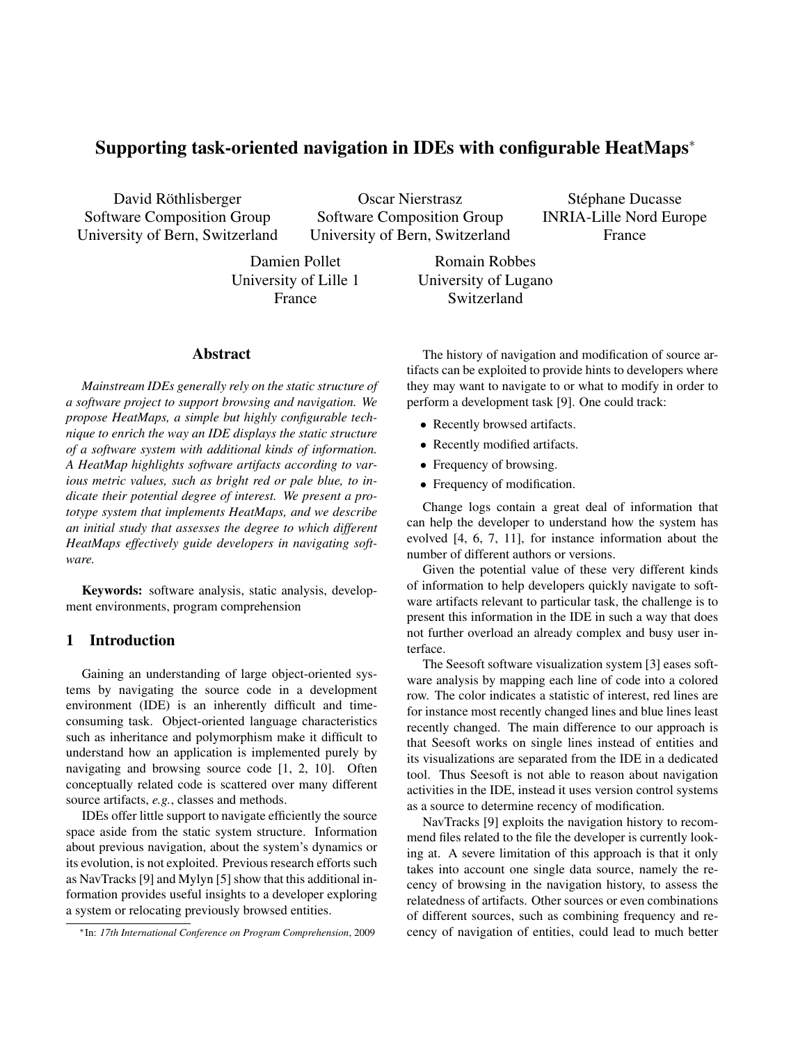# Supporting task-oriented navigation in IDEs with configurable HeatMaps*

David Röthlisberger
Software Composition Group
University of Bern, Switzerland

Oscar Nierstrasz
Software Composition Group
University of Bern, Switzerland

Stéphane Ducasse
INRIA-Lille Nord Europe
France

Damien Pollet
University of Lille 1
France

Romain Robbes
University of Lugano
Switzerland

## Abstract

*Mainstream IDEs generally rely on the static structure of a software project to support browsing and navigation. We propose HeatMaps, a simple but highly configurable technique to enrich the way an IDE displays the static structure of a software system with additional kinds of information. A HeatMap highlights software artifacts according to various metric values, such as bright red or pale blue, to indicate their potential degree of interest. We present a prototype system that implements HeatMaps, and we describe an initial study that assesses the degree to which different HeatMaps effectively guide developers in navigating software.*

**Keywords:** software analysis, static analysis, development environments, program comprehension

## 1 Introduction

Gaining an understanding of large object-oriented systems by navigating the source code in a development environment (IDE) is an inherently difficult and time-consuming task. Object-oriented language characteristics such as inheritance and polymorphism make it difficult to understand how an application is implemented purely by navigating and browsing source code [1, 2, 10]. Often conceptually related code is scattered over many different source artifacts, *e.g.*, classes and methods.

IDEs offer little support to navigate efficiently the source space aside from the static system structure. Information about previous navigation, about the system's dynamics or its evolution, is not exploited. Previous research efforts such as NavTracks [9] and Mylyn [5] show that this additional information provides useful insights to a developer exploring a system or relocating previously browsed entities.

The history of navigation and modification of source artifacts can be exploited to provide hints to developers where they may want to navigate to or what to modify in order to perform a development task [9]. One could track:

- Recently browsed artifacts.
- Recently modified artifacts.
- Frequency of browsing.
- Frequency of modification.

Change logs contain a great deal of information that can help the developer to understand how the system has evolved [4, 6, 7, 11], for instance information about the number of different authors or versions.

Given the potential value of these very different kinds of information to help developers quickly navigate to software artifacts relevant to particular task, the challenge is to present this information in the IDE in such a way that does not further overload an already complex and busy user interface.

The Seesoft software visualization system [3] eases software analysis by mapping each line of code into a colored row. The color indicates a statistic of interest, red lines are for instance most recently changed lines and blue lines least recently changed. The main difference to our approach is that Seesoft works on single lines instead of entities and its visualizations are separated from the IDE in a dedicated tool. Thus Seesoft is not able to reason about navigation activities in the IDE, instead it uses version control systems as a source to determine recency of modification.

NavTracks [9] exploits the navigation history to recommend files related to the file the developer is currently looking at. A severe limitation of this approach is that it only takes into account one single data source, namely the recency of browsing in the navigation history, to assess the relatedness of artifacts. Other sources or even combinations of different sources, such as combining frequency and recency of navigation of entities, could lead to much better

*In: *17th International Conference on Program Comprehension*, 2009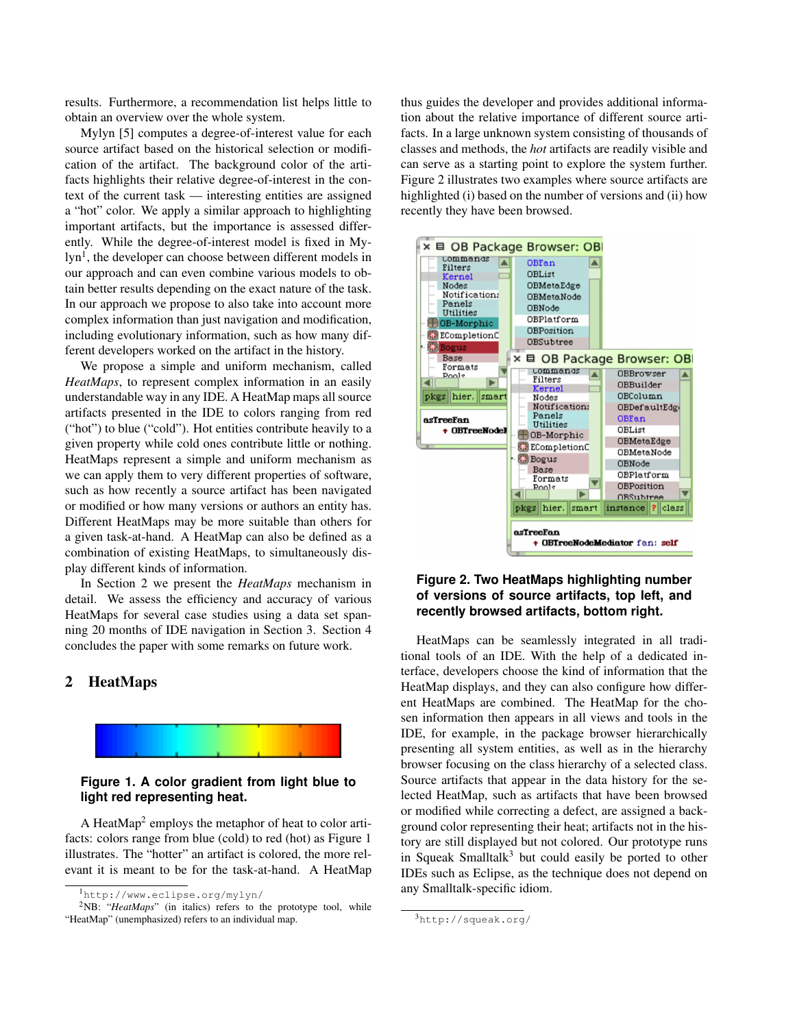results. Furthermore, a recommendation list helps little to obtain an overview over the whole system.

Mylyn [5] computes a degree-of-interest value for each source artifact based on the historical selection or modification of the artifact. The background color of the artifacts highlights their relative degree-of-interest in the context of the current task — interesting entities are assigned a "hot" color. We apply a similar approach to highlighting important artifacts, but the importance is assessed differently. While the degree-of-interest model is fixed in Mylyn[1], the developer can choose between different models in our approach and can even combine various models to obtain better results depending on the exact nature of the task. In our approach we propose to also take into account more complex information than just navigation and modification, including evolutionary information, such as how many different developers worked on the artifact in the history.

We propose a simple and uniform mechanism, called *HeatMaps*, to represent complex information in an easily understandable way in any IDE. A HeatMap maps all source artifacts presented in the IDE to colors ranging from red ("hot") to blue ("cold"). Hot entities contribute heavily to a given property while cold ones contribute little or nothing. HeatMaps represent a simple and uniform mechanism as we can apply them to very different properties of software, such as how recently a source artifact has been navigated or modified or how many versions or authors an entity has. Different HeatMaps may be more suitable than others for a given task-at-hand. A HeatMap can also be defined as a combination of existing HeatMaps, to simultaneously display different kinds of information.

In Section 2 we present the *HeatMaps* mechanism in detail. We assess the efficiency and accuracy of various HeatMaps for several case studies using a data set spanning 20 months of IDE navigation in Section 3. Section 4 concludes the paper with some remarks on future work.

## 2 HeatMaps

**Figure 1. A color gradient from light blue to light red representing heat.**

A HeatMap[2] employs the metaphor of heat to color artifacts: colors range from blue (cold) to red (hot) as Figure 1 illustrates. The "hotter" an artifact is colored, the more relevant it is meant to be for the task-at-hand. A HeatMap thus guides the developer and provides additional information about the relative importance of different source artifacts. In a large unknown system consisting of thousands of classes and methods, the *hot* artifacts are readily visible and can serve as a starting point to explore the system further. Figure 2 illustrates two examples where source artifacts are highlighted (i) based on the number of versions and (ii) how recently they have been browsed.

**Figure 2. Two HeatMaps highlighting number of versions of source artifacts, top left, and recently browsed artifacts, bottom right.**

HeatMaps can be seamlessly integrated in all traditional tools of an IDE. With the help of a dedicated interface, developers choose the kind of information that the HeatMap displays, and they can also configure how different HeatMaps are combined. The HeatMap for the chosen information then appears in all views and tools in the IDE, for example, in the package browser hierarchically presenting all system entities, as well as in the hierarchy browser focusing on the class hierarchy of a selected class. Source artifacts that appear in the data history for the selected HeatMap, such as artifacts that have been browsed or modified while correcting a defect, are assigned a background color representing their heat; artifacts not in the history are still displayed but not colored. Our prototype runs in Squeak Smalltalk[3] but could easily be ported to other IDEs such as Eclipse, as the technique does not depend on any Smalltalk-specific idiom.

[1] http://www.eclipse.org/mylyn/

[2] NB: "*HeatMaps*" (in italics) refers to the prototype tool, while "HeatMap" (unemphasized) refers to an individual map.

[3] http://squeak.org/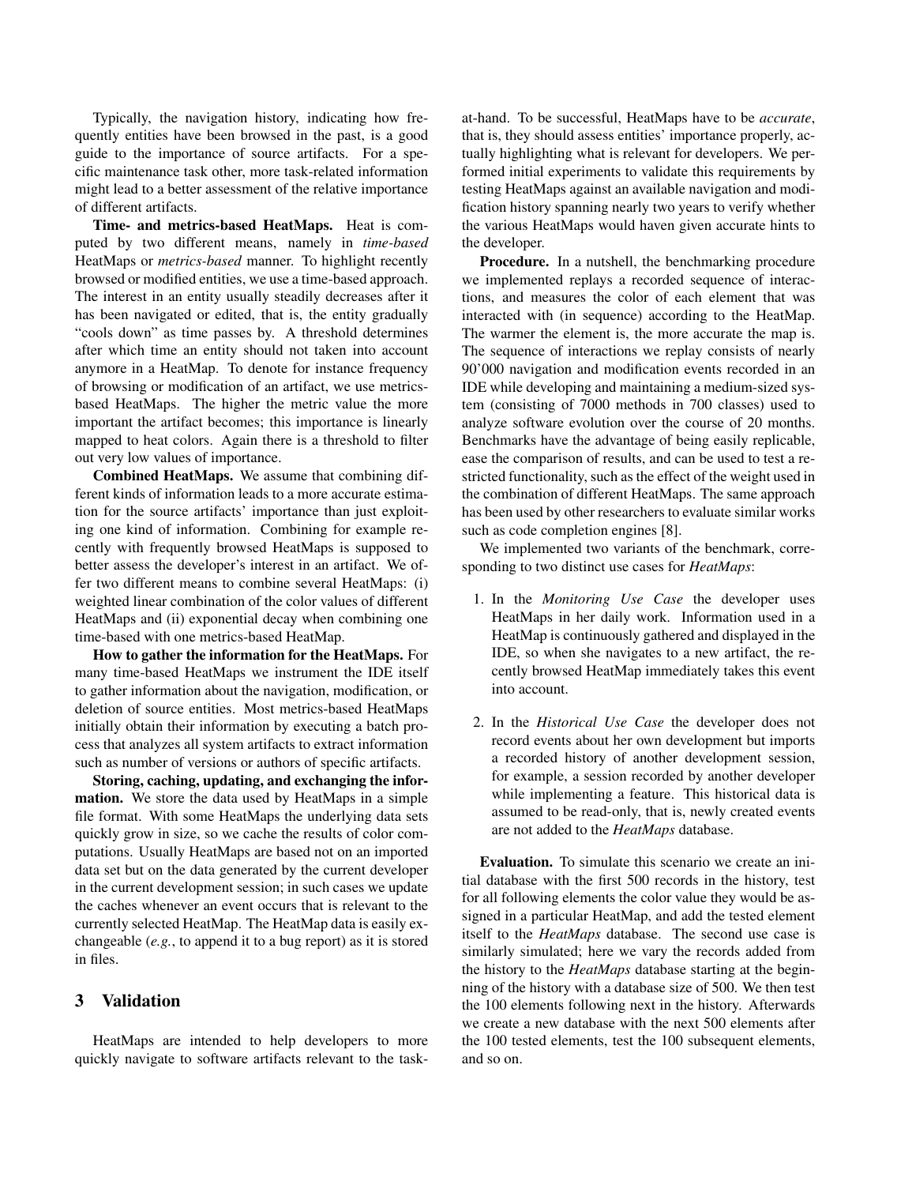Typically, the navigation history, indicating how frequently entities have been browsed in the past, is a good guide to the importance of source artifacts. For a specific maintenance task other, more task-related information might lead to a better assessment of the relative importance of different artifacts.

**Time- and metrics-based HeatMaps.** Heat is computed by two different means, namely in *time-based* HeatMaps or *metrics-based* manner. To highlight recently browsed or modified entities, we use a time-based approach. The interest in an entity usually steadily decreases after it has been navigated or edited, that is, the entity gradually "cools down" as time passes by. A threshold determines after which time an entity should not taken into account anymore in a HeatMap. To denote for instance frequency of browsing or modification of an artifact, we use metrics-based HeatMaps. The higher the metric value the more important the artifact becomes; this importance is linearly mapped to heat colors. Again there is a threshold to filter out very low values of importance.

**Combined HeatMaps.** We assume that combining different kinds of information leads to a more accurate estimation for the source artifacts' importance than just exploiting one kind of information. Combining for example recently with frequently browsed HeatMaps is supposed to better assess the developer's interest in an artifact. We offer two different means to combine several HeatMaps: (i) weighted linear combination of the color values of different HeatMaps and (ii) exponential decay when combining one time-based with one metrics-based HeatMap.

**How to gather the information for the HeatMaps.** For many time-based HeatMaps we instrument the IDE itself to gather information about the navigation, modification, or deletion of source entities. Most metrics-based HeatMaps initially obtain their information by executing a batch process that analyzes all system artifacts to extract information such as number of versions or authors of specific artifacts.

**Storing, caching, updating, and exchanging the information.** We store the data used by HeatMaps in a simple file format. With some HeatMaps the underlying data sets quickly grow in size, so we cache the results of color computations. Usually HeatMaps are based not on an imported data set but on the data generated by the current developer in the current development session; in such cases we update the caches whenever an event occurs that is relevant to the currently selected HeatMap. The HeatMap data is easily exchangeable (*e.g.*, to append it to a bug report) as it is stored in files.

## 3 Validation

HeatMaps are intended to help developers to more quickly navigate to software artifacts relevant to the task-at-hand. To be successful, HeatMaps have to be *accurate*, that is, they should assess entities' importance properly, actually highlighting what is relevant for developers. We performed initial experiments to validate this requirements by testing HeatMaps against an available navigation and modification history spanning nearly two years to verify whether the various HeatMaps would haven given accurate hints to the developer.

**Procedure.** In a nutshell, the benchmarking procedure we implemented replays a recorded sequence of interactions, and measures the color of each element that was interacted with (in sequence) according to the HeatMap. The warmer the element is, the more accurate the map is. The sequence of interactions we replay consists of nearly 90'000 navigation and modification events recorded in an IDE while developing and maintaining a medium-sized system (consisting of 7000 methods in 700 classes) used to analyze software evolution over the course of 20 months. Benchmarks have the advantage of being easily replicable, ease the comparison of results, and can be used to test a restricted functionality, such as the effect of the weight used in the combination of different HeatMaps. The same approach has been used by other researchers to evaluate similar works such as code completion engines [8].

We implemented two variants of the benchmark, corresponding to two distinct use cases for *HeatMaps*:

1. In the *Monitoring Use Case* the developer uses HeatMaps in her daily work. Information used in a HeatMap is continuously gathered and displayed in the IDE, so when she navigates to a new artifact, the recently browsed HeatMap immediately takes this event into account.

2. In the *Historical Use Case* the developer does not record events about her own development but imports a recorded history of another development session, for example, a session recorded by another developer while implementing a feature. This historical data is assumed to be read-only, that is, newly created events are not added to the *HeatMaps* database.

**Evaluation.** To simulate this scenario we create an initial database with the first 500 records in the history, test for all following elements the color value they would be assigned in a particular HeatMap, and add the tested element itself to the *HeatMaps* database. The second use case is similarly simulated; here we vary the records added from the history to the *HeatMaps* database starting at the beginning of the history with a database size of 500. We then test the 100 elements following next in the history. Afterwards we create a new database with the next 500 elements after the 100 tested elements, test the 100 subsequent elements, and so on.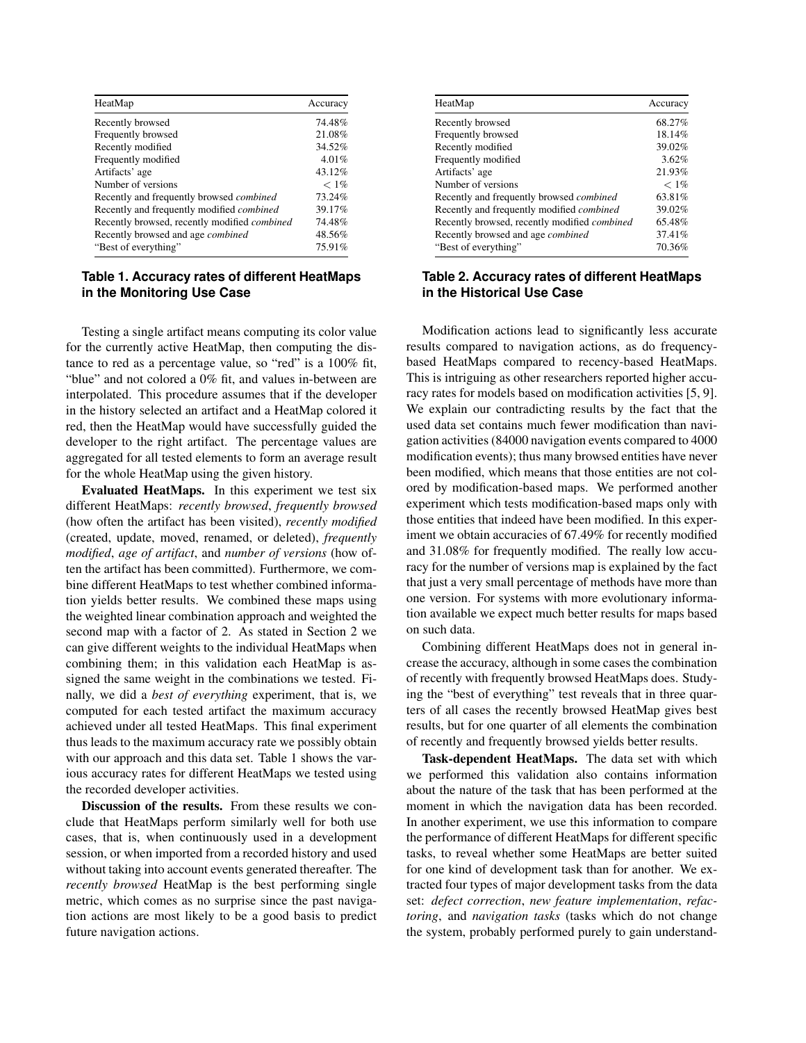| HeatMap | Accuracy |
|---|---|
| Recently browsed | 74.48% |
| Frequently browsed | 21.08% |
| Recently modified | 34.52% |
| Frequently modified | 4.01% |
| Artifacts' age | 43.12% |
| Number of versions | $< 1\%$ |
| Recently and frequently browsed *combined* | 73.24% |
| Recently and frequently modified *combined* | 39.17% |
| Recently browsed, recently modified *combined* | 74.48% |
| Recently browsed and age *combined* | 48.56% |
| "Best of everything" | 75.91% |

**Table 1. Accuracy rates of different HeatMaps in the Monitoring Use Case**

Testing a single artifact means computing its color value for the currently active HeatMap, then computing the distance to red as a percentage value, so "red" is a 100% fit, "blue" and not colored a 0% fit, and values in-between are interpolated. This procedure assumes that if the developer in the history selected an artifact and a HeatMap colored it red, then the HeatMap would have successfully guided the developer to the right artifact. The percentage values are aggregated for all tested elements to form an average result for the whole HeatMap using the given history.

**Evaluated HeatMaps.** In this experiment we test six different HeatMaps: *recently browsed*, *frequently browsed* (how often the artifact has been visited), *recently modified* (created, update, moved, renamed, or deleted), *frequently modified*, *age of artifact*, and *number of versions* (how often the artifact has been committed). Furthermore, we combine different HeatMaps to test whether combined information yields better results. We combined these maps using the weighted linear combination approach and weighted the second map with a factor of 2. As stated in Section 2 we can give different weights to the individual HeatMaps when combining them; in this validation each HeatMap is assigned the same weight in the combinations we tested. Finally, we did a *best of everything* experiment, that is, we computed for each tested artifact the maximum accuracy achieved under all tested HeatMaps. This final experiment thus leads to the maximum accuracy rate we possibly obtain with our approach and this data set. Table 1 shows the various accuracy rates for different HeatMaps we tested using the recorded developer activities.

**Discussion of the results.** From these results we conclude that HeatMaps perform similarly well for both use cases, that is, when continuously used in a development session, or when imported from a recorded history and used without taking into account events generated thereafter. The *recently browsed* HeatMap is the best performing single metric, which comes as no surprise since the past navigation actions are most likely to be a good basis to predict future navigation actions.

| HeatMap | Accuracy |
|---|---|
| Recently browsed | 68.27% |
| Frequently browsed | 18.14% |
| Recently modified | 39.02% |
| Frequently modified | 3.62% |
| Artifacts' age | 21.93% |
| Number of versions | $< 1\%$ |
| Recently and frequently browsed *combined* | 63.81% |
| Recently and frequently modified *combined* | 39.02% |
| Recently browsed, recently modified *combined* | 65.48% |
| Recently browsed and age *combined* | 37.41% |
| "Best of everything" | 70.36% |

**Table 2. Accuracy rates of different HeatMaps in the Historical Use Case**

Modification actions lead to significantly less accurate results compared to navigation actions, as do frequency-based HeatMaps compared to recency-based HeatMaps. This is intriguing as other researchers reported higher accuracy rates for models based on modification activities [5, 9]. We explain our contradicting results by the fact that the used data set contains much fewer modification than navigation activities (84000 navigation events compared to 4000 modification events); thus many browsed entities have never been modified, which means that those entities are not colored by modification-based maps. We performed another experiment which tests modification-based maps only with those entities that indeed have been modified. In this experiment we obtain accuracies of 67.49% for recently modified and 31.08% for frequently modified. The really low accuracy for the number of versions map is explained by the fact that just a very small percentage of methods have more than one version. For systems with more evolutionary information available we expect much better results for maps based on such data.

Combining different HeatMaps does not in general increase the accuracy, although in some cases the combination of recently with frequently browsed HeatMaps does. Studying the "best of everything" test reveals that in three quarters of all cases the recently browsed HeatMap gives best results, but for one quarter of all elements the combination of recently and frequently browsed yields better results.

**Task-dependent HeatMaps.** The data set with which we performed this validation also contains information about the nature of the task that has been performed at the moment in which the navigation data has been recorded. In another experiment, we use this information to compare the performance of different HeatMaps for different specific tasks, to reveal whether some HeatMaps are better suited for one kind of development task than for another. We extracted four types of major development tasks from the data set: *defect correction*, *new feature implementation*, *refactoring*, and *navigation tasks* (tasks which do not change the system, probably performed purely to gain understand-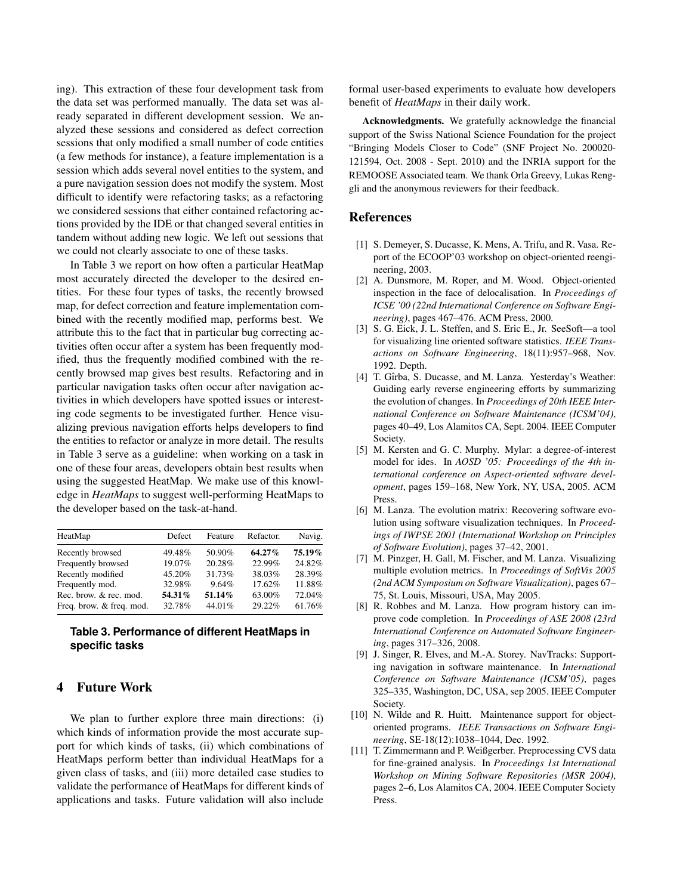ing). This extraction of these four development task from the data set was performed manually. The data set was already separated in different development session. We analyzed these sessions and considered as defect correction sessions that only modified a small number of code entities (a few methods for instance), a feature implementation is a session which adds several novel entities to the system, and a pure navigation session does not modify the system. Most difficult to identify were refactoring tasks; as a refactoring we considered sessions that either contained refactoring actions provided by the IDE or that changed several entities in tandem without adding new logic. We left out sessions that we could not clearly associate to one of these tasks.

In Table 3 we report on how often a particular HeatMap most accurately directed the developer to the desired entities. For these four types of tasks, the recently browsed map, for defect correction and feature implementation combined with the recently modified map, performs best. We attribute this to the fact that in particular bug correcting activities often occur after a system has been frequently modified, thus the frequently modified combined with the recently browsed map gives best results. Refactoring and in particular navigation tasks often occur after navigation activities in which developers have spotted issues or interesting code segments to be investigated further. Hence visualizing previous navigation efforts helps developers to find the entities to refactor or analyze in more detail. The results in Table 3 serve as a guideline: when working on a task in one of these four areas, developers obtain best results when using the suggested HeatMap. We make use of this knowledge in *HeatMaps* to suggest well-performing HeatMaps to the developer based on the task-at-hand.

| HeatMap | Defect | Feature | Refactor. | Navig. |
|---|---|---|---|---|
| Recently browsed | 49.48% | 50.90% | **64.27%** | **75.19%** |
| Frequently browsed | 19.07% | 20.28% | 22.99% | 24.82% |
| Recently modified | 45.20% | 31.73% | 38.03% | 28.39% |
| Frequently mod. | 32.98% | 9.64% | 17.62% | 11.88% |
| Rec. brow. & rec. mod. | **54.31%** | **51.14%** | 63.00% | 72.04% |
| Freq. brow. & freq. mod. | 32.78% | 44.01% | 29.22% | 61.76% |

**Table 3. Performance of different HeatMaps in specific tasks**

## 4 Future Work

We plan to further explore three main directions: (i) which kinds of information provide the most accurate support for which kinds of tasks, (ii) which combinations of HeatMaps perform better than individual HeatMaps for a given class of tasks, and (iii) more detailed case studies to validate the performance of HeatMaps for different kinds of applications and tasks. Future validation will also include formal user-based experiments to evaluate how developers benefit of *HeatMaps* in their daily work.

**Acknowledgments.** We gratefully acknowledge the financial support of the Swiss National Science Foundation for the project "Bringing Models Closer to Code" (SNF Project No. 200020-121594, Oct. 2008 - Sept. 2010) and the INRIA support for the REMOOSE Associated team. We thank Orla Greevy, Lukas Renggli and the anonymous reviewers for their feedback.

## References

[1] S. Demeyer, S. Ducasse, K. Mens, A. Trifu, and R. Vasa. Report of the ECOOP'03 workshop on object-oriented reengineering, 2003.

[2] A. Dunsmore, M. Roper, and M. Wood. Object-oriented inspection in the face of delocalisation. In *Proceedings of ICSE '00 (22nd International Conference on Software Engineering)*, pages 467–476. ACM Press, 2000.

[3] S. G. Eick, J. L. Steffen, and S. Eric E., Jr. SeeSoft—a tool for visualizing line oriented software statistics. *IEEE Transactions on Software Engineering*, 18(11):957–968, Nov. 1992. Depth.

[4] T. Gîrba, S. Ducasse, and M. Lanza. Yesterday's Weather: Guiding early reverse engineering efforts by summarizing the evolution of changes. In *Proceedings of 20th IEEE International Conference on Software Maintenance (ICSM'04)*, pages 40–49, Los Alamitos CA, Sept. 2004. IEEE Computer Society.

[5] M. Kersten and G. C. Murphy. Mylar: a degree-of-interest model for ides. In *AOSD '05: Proceedings of the 4th international conference on Aspect-oriented software development*, pages 159–168, New York, NY, USA, 2005. ACM Press.

[6] M. Lanza. The evolution matrix: Recovering software evolution using software visualization techniques. In *Proceedings of IWPSE 2001 (International Workshop on Principles of Software Evolution)*, pages 37–42, 2001.

[7] M. Pinzger, H. Gall, M. Fischer, and M. Lanza. Visualizing multiple evolution metrics. In *Proceedings of SoftVis 2005 (2nd ACM Symposium on Software Visualization)*, pages 67–75, St. Louis, Missouri, USA, May 2005.

[8] R. Robbes and M. Lanza. How program history can improve code completion. In *Proceedings of ASE 2008 (23rd International Conference on Automated Software Engineering*, pages 317–326, 2008.

[9] J. Singer, R. Elves, and M.-A. Storey. NavTracks: Supporting navigation in software maintenance. In *International Conference on Software Maintenance (ICSM'05)*, pages 325–335, Washington, DC, USA, sep 2005. IEEE Computer Society.

[10] N. Wilde and R. Huitt. Maintenance support for object-oriented programs. *IEEE Transactions on Software Engineering*, SE-18(12):1038–1044, Dec. 1992.

[11] T. Zimmermann and P. Weißgerber. Preprocessing CVS data for fine-grained analysis. In *Proceedings 1st International Workshop on Mining Software Repositories (MSR 2004)*, pages 2–6, Los Alamitos CA, 2004. IEEE Computer Society Press.